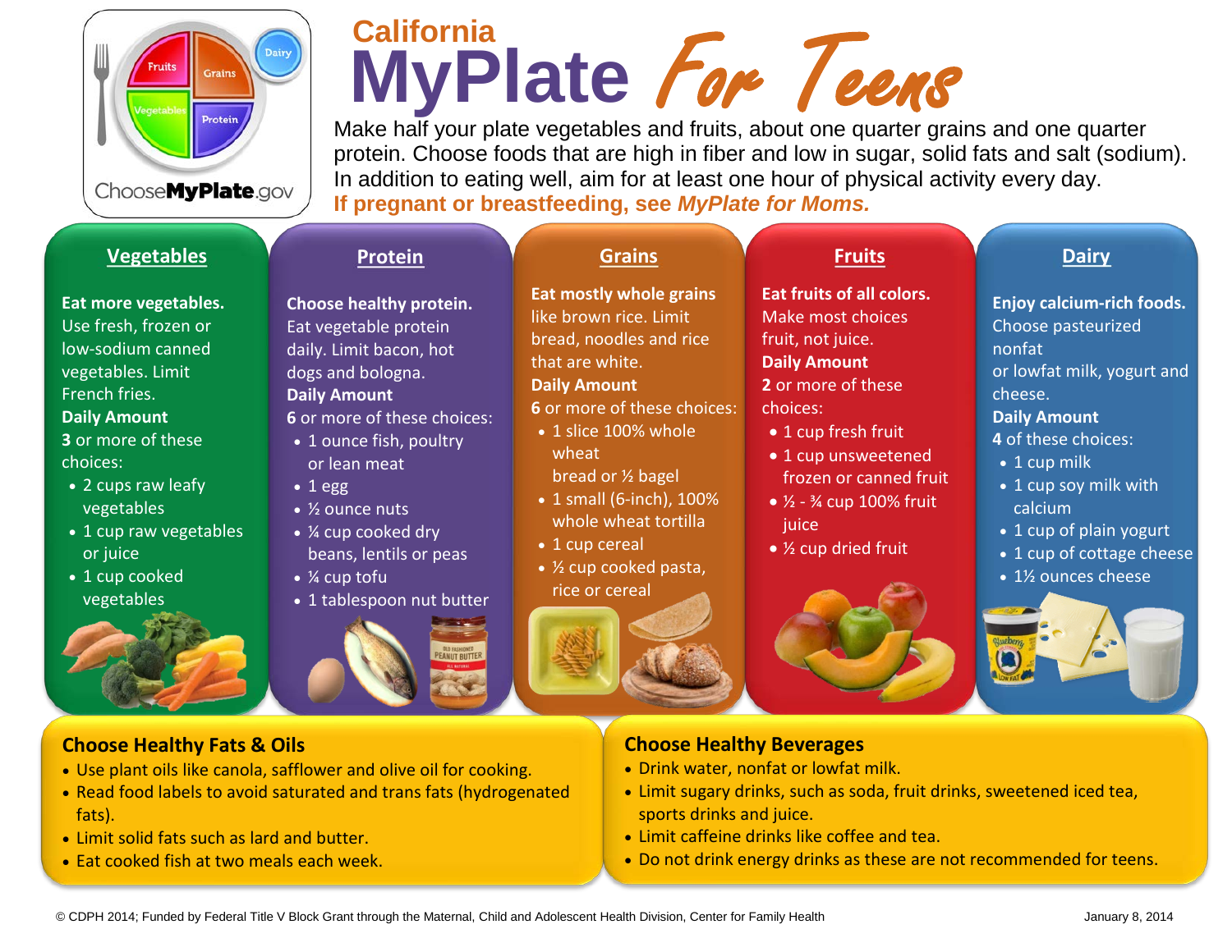# California MyPlate For Teens

Make half your plate vegetables and fruits, about one quarter grains and one quarter protein. Choose foods that are high in fiber and low in sugar, solid fats and salt (sodium). In addition to eating well, aim for at least one hour of physical activity every day.

**If pregnant or breastfeeding, see *MyPlate for Moms.***

## Vegetables

**Eat more vegetables.** Use fresh, frozen or low-sodium canned vegetables. Limit French fries.

**Daily Amount**

**3** or more of these choices:

- 2 cups raw leafy vegetables
- 1 cup raw vegetables or juice
- 1 cup cooked vegetables

## Protein

**Choose healthy protein.** Eat vegetable protein daily. Limit bacon, hot dogs and bologna.

**Daily Amount**

**6** or more of these choices:

- 1 ounce fish, poultry or lean meat
- 1 egg
- ½ ounce nuts
- ¼ cup cooked dry beans, lentils or peas
- ¼ cup tofu
- 1 tablespoon nut butter

## Grains

**Eat mostly whole grains** like brown rice. Limit bread, noodles and rice that are white.

**Daily Amount**

**6** or more of these choices:

- 1 slice 100% whole wheat bread or ½ bagel
- 1 small (6-inch), 100% whole wheat tortilla
- 1 cup cereal
- ½ cup cooked pasta, rice or cereal

## Fruits

**Eat fruits of all colors.** Make most choices fruit, not juice.

**Daily Amount**

**2** or more of these choices:

- 1 cup fresh fruit
- 1 cup unsweetened frozen or canned fruit
- ½ - ¾ cup 100% fruit juice
- ½ cup dried fruit

## Dairy

**Enjoy calcium-rich foods.** Choose pasteurized nonfat or lowfat milk, yogurt and cheese.

**Daily Amount**

**4** of these choices:

- 1 cup milk
- 1 cup soy milk with calcium
- 1 cup of plain yogurt
- 1 cup of cottage cheese
- 1½ ounces cheese

## Choose Healthy Fats & Oils

- Use plant oils like canola, safflower and olive oil for cooking.
- Read food labels to avoid saturated and trans fats (hydrogenated fats).
- Limit solid fats such as lard and butter.
- Eat cooked fish at two meals each week.

## Choose Healthy Beverages

- Drink water, nonfat or lowfat milk.
- Limit sugary drinks, such as soda, fruit drinks, sweetened iced tea, sports drinks and juice.
- Limit caffeine drinks like coffee and tea.
- Do not drink energy drinks as these are not recommended for teens.

© CDPH 2014; Funded by Federal Title V Block Grant through the Maternal, Child and Adolescent Health Division, Center for Family Health

January 8, 2014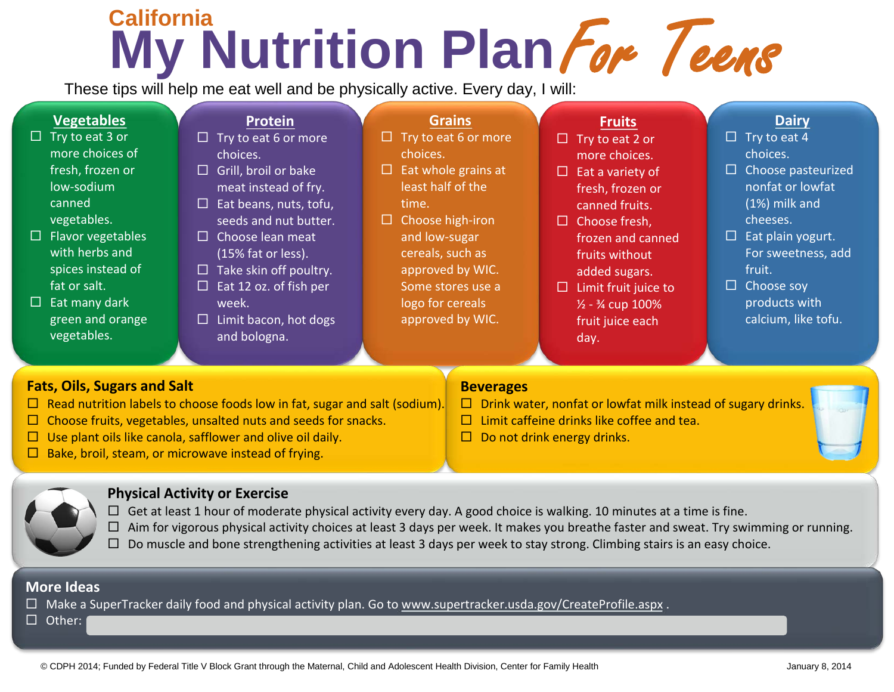# California My Nutrition Plan *For Teens*

These tips will help me eat well and be physically active. Every day, I will:

## Vegetables

- ☐ Try to eat 3 or more choices of fresh, frozen or low-sodium canned vegetables.
- ☐ Flavor vegetables with herbs and spices instead of fat or salt.
- ☐ Eat many dark green and orange vegetables.

## Protein

- ☐ Try to eat 6 or more choices.
- ☐ Grill, broil or bake meat instead of fry.
- ☐ Eat beans, nuts, tofu, seeds and nut butter.
- ☐ Choose lean meat (15% fat or less).
- ☐ Take skin off poultry.
- ☐ Eat 12 oz. of fish per week.
- ☐ Limit bacon, hot dogs and bologna.

## Grains

- ☐ Try to eat 6 or more choices.
- ☐ Eat whole grains at least half of the time.
- ☐ Choose high-iron and low-sugar cereals, such as approved by WIC. Some stores use a logo for cereals approved by WIC.

## Fruits

- ☐ Try to eat 2 or more choices.
- ☐ Eat a variety of fresh, frozen or canned fruits.
- ☐ Choose fresh, frozen and canned fruits without added sugars.
- ☐ Limit fruit juice to ½ - ¾ cup 100% fruit juice each day.

## Dairy

- ☐ Try to eat 4 choices.
- ☐ Choose pasteurized nonfat or lowfat (1%) milk and cheeses.
- ☐ Eat plain yogurt. For sweetness, add fruit.
- ☐ Choose soy products with calcium, like tofu.

## Fats, Oils, Sugars and Salt

- ☐ Read nutrition labels to choose foods low in fat, sugar and salt (sodium).
- ☐ Choose fruits, vegetables, unsalted nuts and seeds for snacks.
- ☐ Use plant oils like canola, safflower and olive oil daily.
- ☐ Bake, broil, steam, or microwave instead of frying.

## Beverages

- ☐ Drink water, nonfat or lowfat milk instead of sugary drinks.
- ☐ Limit caffeine drinks like coffee and tea.
- ☐ Do not drink energy drinks.

## Physical Activity or Exercise

- ☐ Get at least 1 hour of moderate physical activity every day. A good choice is walking. 10 minutes at a time is fine.
- ☐ Aim for vigorous physical activity choices at least 3 days per week. It makes you breathe faster and sweat. Try swimming or running.
- ☐ Do muscle and bone strengthening activities at least 3 days per week to stay strong. Climbing stairs is an easy choice.

## More Ideas

- ☐ Make a SuperTracker daily food and physical activity plan. Go to www.supertracker.usda.gov/CreateProfile.aspx .
- ☐ Other:

© CDPH 2014; Funded by Federal Title V Block Grant through the Maternal, Child and Adolescent Health Division, Center for Family Health

January 8, 2014